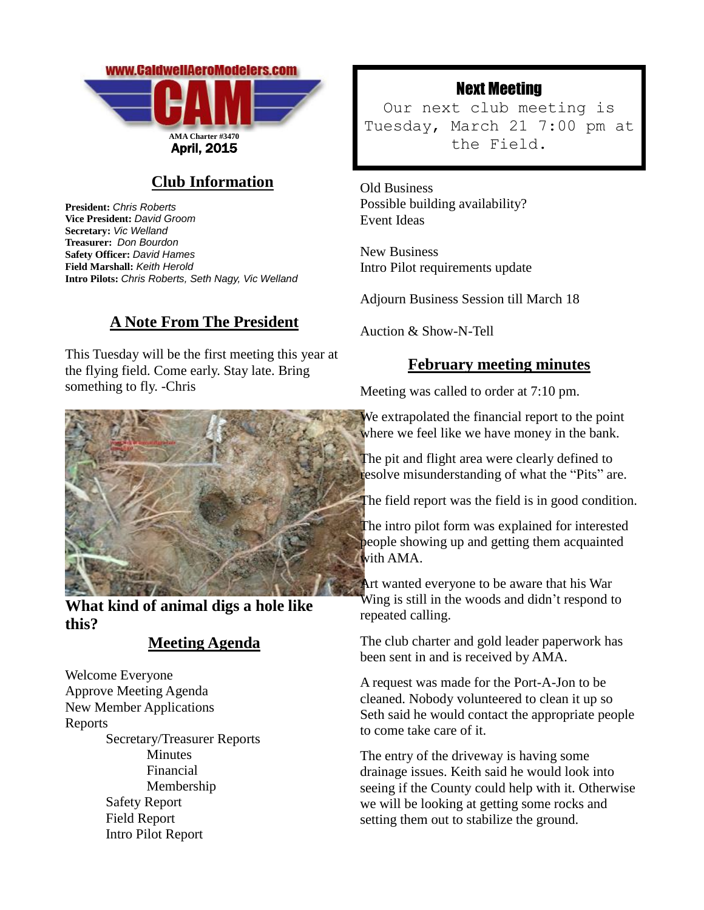www.CaldwellAeroModelers.com

# CAM

AMA Charter #3470

April, 2015

## Club Information

**President:** *Chris Roberts*
**Vice President:** *David Groom*
**Secretary:** *Vic Welland*
**Treasurer:** *Don Bourdon*
**Safety Officer:** *David Hames*
**Field Marshall:** *Keith Herold*
**Intro Pilots:** *Chris Roberts, Seth Nagy, Vic Welland*

## A Note From The President

This Tuesday will be the first meeting this year at the flying field. Come early. Stay late. Bring something to fly. -Chris

**What kind of animal digs a hole like this?**

## Meeting Agenda

Welcome Everyone
Approve Meeting Agenda
New Member Applications
Reports

- Secretary/Treasurer Reports
  - Minutes
  - Financial
  - Membership
- Safety Report
- Field Report
- Intro Pilot Report

## Next Meeting

Our next club meeting is Tuesday, March 21 7:00 pm at the Field.

Old Business
Possible building availability?
Event Ideas

New Business
Intro Pilot requirements update

Adjourn Business Session till March 18

Auction & Show-N-Tell

## February meeting minutes

Meeting was called to order at 7:10 pm.

We extrapolated the financial report to the point where we feel like we have money in the bank.

The pit and flight area were clearly defined to resolve misunderstanding of what the "Pits" are.

The field report was the field is in good condition.

The intro pilot form was explained for interested people showing up and getting them acquainted with AMA.

Art wanted everyone to be aware that his War Wing is still in the woods and didn't respond to repeated calling.

The club charter and gold leader paperwork has been sent in and is received by AMA.

A request was made for the Port-A-Jon to be cleaned. Nobody volunteered to clean it up so Seth said he would contact the appropriate people to come take care of it.

The entry of the driveway is having some drainage issues. Keith said he would look into seeing if the County could help with it. Otherwise we will be looking at getting some rocks and setting them out to stabilize the ground.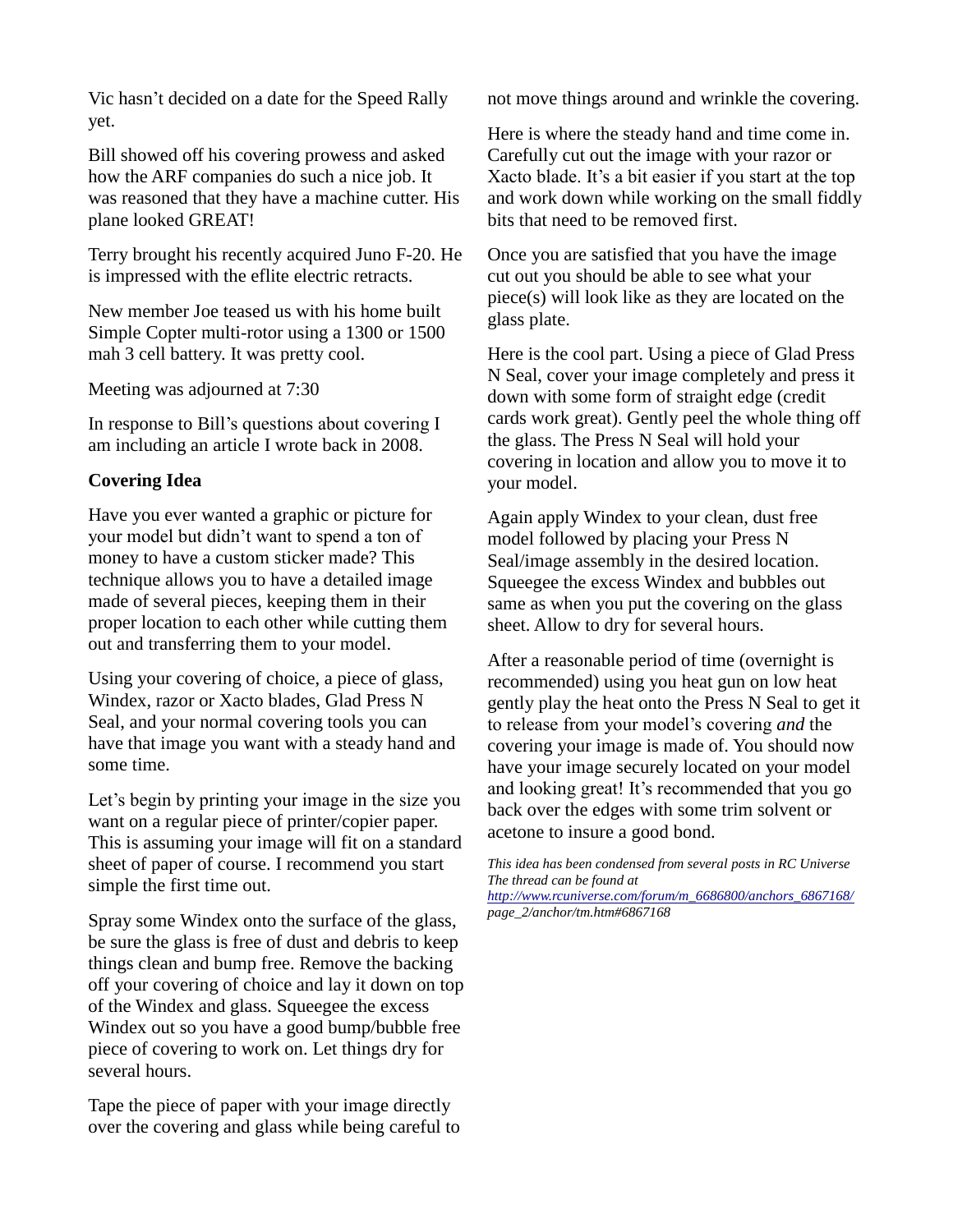Vic hasn't decided on a date for the Speed Rally yet.

Bill showed off his covering prowess and asked how the ARF companies do such a nice job. It was reasoned that they have a machine cutter. His plane looked GREAT!

Terry brought his recently acquired Juno F-20. He is impressed with the eflite electric retracts.

New member Joe teased us with his home built Simple Copter multi-rotor using a 1300 or 1500 mah 3 cell battery. It was pretty cool.

Meeting was adjourned at 7:30

In response to Bill's questions about covering I am including an article I wrote back in 2008.

**Covering Idea**

Have you ever wanted a graphic or picture for your model but didn't want to spend a ton of money to have a custom sticker made? This technique allows you to have a detailed image made of several pieces, keeping them in their proper location to each other while cutting them out and transferring them to your model.

Using your covering of choice, a piece of glass, Windex, razor or Xacto blades, Glad Press N Seal, and your normal covering tools you can have that image you want with a steady hand and some time.

Let's begin by printing your image in the size you want on a regular piece of printer/copier paper. This is assuming your image will fit on a standard sheet of paper of course. I recommend you start simple the first time out.

Spray some Windex onto the surface of the glass, be sure the glass is free of dust and debris to keep things clean and bump free. Remove the backing off your covering of choice and lay it down on top of the Windex and glass. Squeegee the excess Windex out so you have a good bump/bubble free piece of covering to work on. Let things dry for several hours.

Tape the piece of paper with your image directly over the covering and glass while being careful to not move things around and wrinkle the covering.

Here is where the steady hand and time come in. Carefully cut out the image with your razor or Xacto blade. It's a bit easier if you start at the top and work down while working on the small fiddly bits that need to be removed first.

Once you are satisfied that you have the image cut out you should be able to see what your piece(s) will look like as they are located on the glass plate.

Here is the cool part. Using a piece of Glad Press N Seal, cover your image completely and press it down with some form of straight edge (credit cards work great). Gently peel the whole thing off the glass. The Press N Seal will hold your covering in location and allow you to move it to your model.

Again apply Windex to your clean, dust free model followed by placing your Press N Seal/image assembly in the desired location. Squeegee the excess Windex and bubbles out same as when you put the covering on the glass sheet. Allow to dry for several hours.

After a reasonable period of time (overnight is recommended) using you heat gun on low heat gently play the heat onto the Press N Seal to get it to release from your model's covering *and* the covering your image is made of. You should now have your image securely located on your model and looking great! It's recommended that you go back over the edges with some trim solvent or acetone to insure a good bond.

*This idea has been condensed from several posts in RC Universe The thread can be found at [http://www.rcuniverse.com/forum/m_6686800/anchors_6867168/page_2/anchor/tm.htm#6867168](http://www.rcuniverse.com/forum/m_6686800/anchors_6867168/page_2/anchor/tm.htm#6867168)*